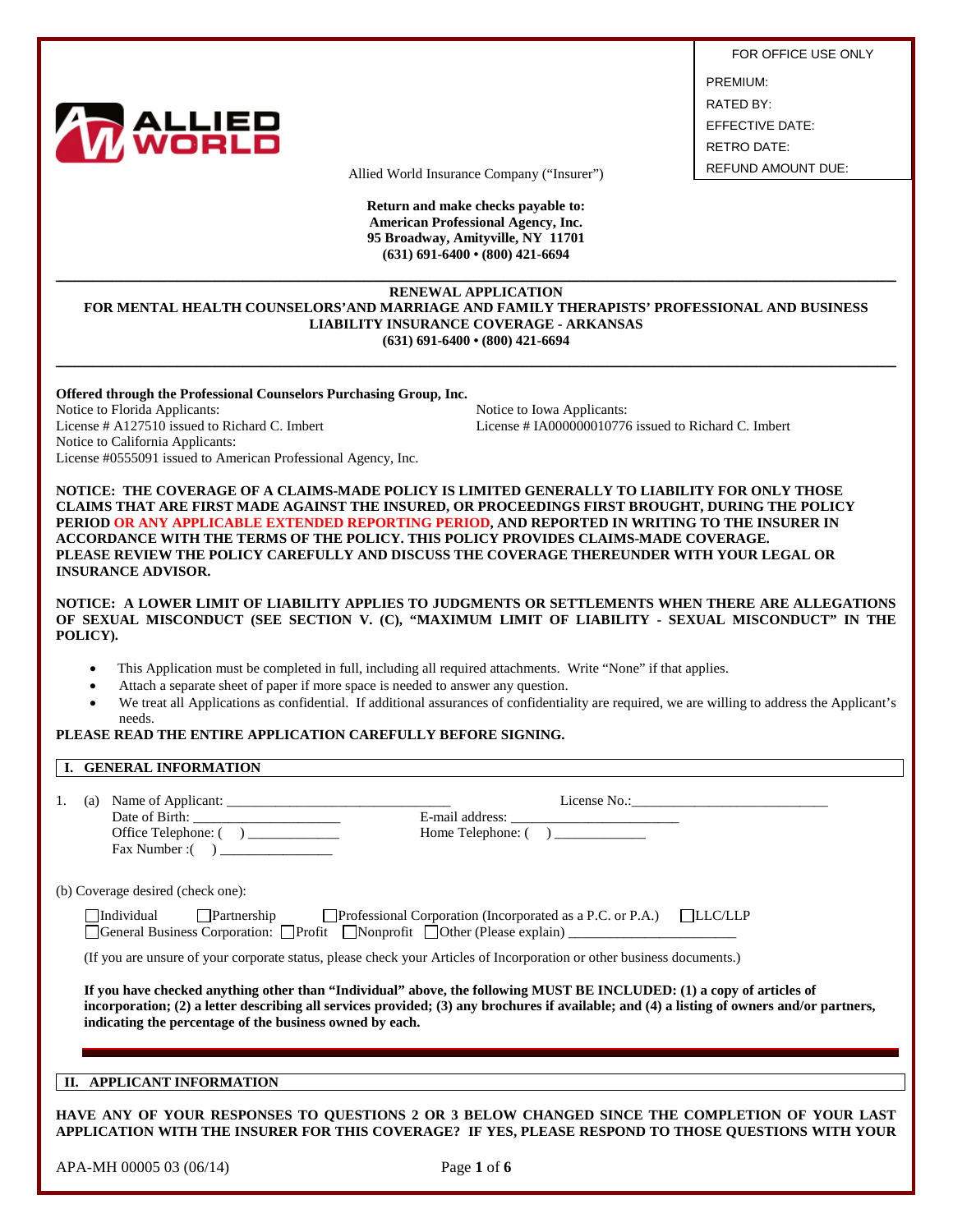| FOR OFFICE USE ONLY |
|---|
| PREMIUM: |
| RATED BY: |
| EFFECTIVE DATE: |
| RETRO DATE: |
| REFUND AMOUNT DUE: |

Allied World Insurance Company ("Insurer")

**Return and make checks payable to:**
**American Professional Agency, Inc.**
**95 Broadway, Amityville, NY 11701**
**(631) 691-6400 • (800) 421-6694**

---

**RENEWAL APPLICATION**
**FOR MENTAL HEALTH COUNSELORS'AND MARRIAGE AND FAMILY THERAPISTS' PROFESSIONAL AND BUSINESS LIABILITY INSURANCE COVERAGE - ARKANSAS**
**(631) 691-6400 • (800) 421-6694**

---

**Offered through the Professional Counselors Purchasing Group, Inc.**

Notice to Florida Applicants:
License # A127510 issued to Richard C. Imbert
Notice to California Applicants:
License #0555091 issued to American Professional Agency, Inc.

Notice to Iowa Applicants:
License # IA000000010776 issued to Richard C. Imbert

**NOTICE: THE COVERAGE OF A CLAIMS-MADE POLICY IS LIMITED GENERALLY TO LIABILITY FOR ONLY THOSE CLAIMS THAT ARE FIRST MADE AGAINST THE INSURED, OR PROCEEDINGS FIRST BROUGHT, DURING THE POLICY PERIOD OR ANY APPLICABLE EXTENDED REPORTING PERIOD, AND REPORTED IN WRITING TO THE INSURER IN ACCORDANCE WITH THE TERMS OF THE POLICY. THIS POLICY PROVIDES CLAIMS-MADE COVERAGE. PLEASE REVIEW THE POLICY CAREFULLY AND DISCUSS THE COVERAGE THEREUNDER WITH YOUR LEGAL OR INSURANCE ADVISOR.**

**NOTICE: A LOWER LIMIT OF LIABILITY APPLIES TO JUDGMENTS OR SETTLEMENTS WHEN THERE ARE ALLEGATIONS OF SEXUAL MISCONDUCT (SEE SECTION V. (C), "MAXIMUM LIMIT OF LIABILITY - SEXUAL MISCONDUCT" IN THE POLICY).**

- This Application must be completed in full, including all required attachments. Write "None" if that applies.
- Attach a separate sheet of paper if more space is needed to answer any question.
- We treat all Applications as confidential. If additional assurances of confidentiality are required, we are willing to address the Applicant's needs.

**PLEASE READ THE ENTIRE APPLICATION CAREFULLY BEFORE SIGNING.**

## I. GENERAL INFORMATION

1. (a) Name of Applicant: ______________________________ License No.:___________________________
   Date of Birth: ____________________ E-mail address: _______________________
   Office Telephone: ( ) _____________ Home Telephone: ( ) _____________
   Fax Number :( ) ________________

(b) Coverage desired (check one):

☐Individual ☐Partnership ☐Professional Corporation (Incorporated as a P.C. or P.A.) ☐LLC/LLP
☐General Business Corporation: ☐Profit ☐Nonprofit ☐Other (Please explain) _______________________

(If you are unsure of your corporate status, please check your Articles of Incorporation or other business documents.)

**If you have checked anything other than "Individual" above, the following MUST BE INCLUDED: (1) a copy of articles of incorporation; (2) a letter describing all services provided; (3) any brochures if available; and (4) a listing of owners and/or partners, indicating the percentage of the business owned by each.**

## II. APPLICANT INFORMATION

**HAVE ANY OF YOUR RESPONSES TO QUESTIONS 2 OR 3 BELOW CHANGED SINCE THE COMPLETION OF YOUR LAST APPLICATION WITH THE INSURER FOR THIS COVERAGE? IF YES, PLEASE RESPOND TO THOSE QUESTIONS WITH YOUR**

APA-MH 00005 03 (06/14)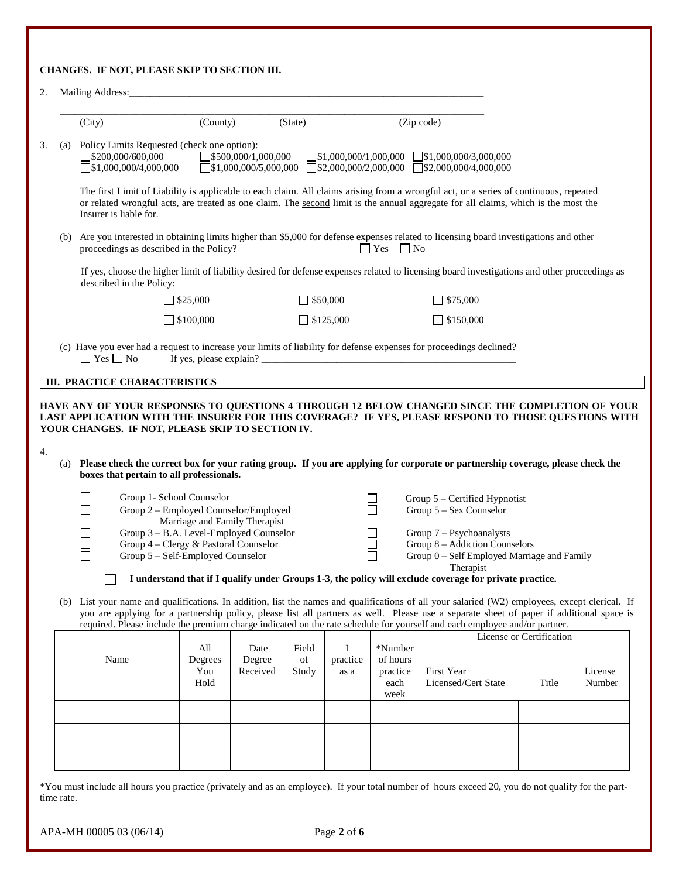**CHANGES. IF NOT, PLEASE SKIP TO SECTION III.**

2. Mailing Address:\_\_\_\_\_\_\_\_\_\_\_\_\_\_\_\_\_\_\_\_\_\_\_\_\_\_\_\_\_\_\_\_\_\_\_\_\_\_\_\_\_\_\_\_\_\_\_\_\_\_\_\_\_\_\_\_\_\_\_\_\_\_\_\_\_\_\_\_\_\_

   \_\_\_\_\_\_\_\_\_\_\_\_\_\_\_\_\_\_\_\_\_\_\_\_\_\_\_\_\_\_\_\_\_\_\_\_\_\_\_\_\_\_\_\_\_\_\_\_\_\_\_\_\_\_\_\_\_\_\_\_\_\_\_\_\_\_\_\_\_\_\_\_\_\_\_\_

   (City) (County) (State) (Zip code)

3. (a) Policy Limits Requested (check one option):
   - ☐ $200,000/600,000 ☐ $500,000/1,000,000 ☐ $1,000,000/1,000,000 ☐ $1,000,000/3,000,000
   - ☐ $1,000,000/4,000,000 ☐ $1,000,000/5,000,000 ☐ $2,000,000/2,000,000 ☐ $2,000,000/4,000,000

   The first Limit of Liability is applicable to each claim. All claims arising from a wrongful act, or a series of continuous, repeated or related wrongful acts, are treated as one claim. The second limit is the annual aggregate for all claims, which is the most the Insurer is liable for.

   (b) Are you interested in obtaining limits higher than $5,000 for defense expenses related to licensing board investigations and other proceedings as described in the Policy? ☐ Yes ☐ No

   If yes, choose the higher limit of liability desired for defense expenses related to licensing board investigations and other proceedings as described in the Policy:

   - ☐ $25,000 ☐ $50,000 ☐ $75,000
   - ☐ $100,000 ☐ $125,000 ☐ $150,000

   (c) Have you ever had a request to increase your limits of liability for defense expenses for proceedings declined?
   ☐ Yes ☐ No If yes, please explain? \_\_\_\_\_\_\_\_\_\_\_\_\_\_\_\_\_\_\_\_\_\_\_\_\_\_\_\_\_\_\_\_\_\_\_\_\_\_\_\_\_\_\_\_\_\_\_\_\_\_\_\_

## III. PRACTICE CHARACTERISTICS

**HAVE ANY OF YOUR RESPONSES TO QUESTIONS 4 THROUGH 12 BELOW CHANGED SINCE THE COMPLETION OF YOUR LAST APPLICATION WITH THE INSURER FOR THIS COVERAGE? IF YES, PLEASE RESPOND TO THOSE QUESTIONS WITH YOUR CHANGES. IF NOT, PLEASE SKIP TO SECTION IV.**

4. (a) **Please check the correct box for your rating group. If you are applying for corporate or partnership coverage, please check the boxes that pertain to all professionals.**

   - ☐ Group 1- School Counselor
   - ☐ Group 2 – Employed Counselor/Employed Marriage and Family Therapist
   - ☐ Group 3 – B.A. Level-Employed Counselor
   - ☐ Group 4 – Clergy & Pastoral Counselor
   - ☐ Group 5 – Self-Employed Counselor
   - ☐ Group 5 – Certified Hypnotist
   - ☐ Group 5 – Sex Counselor
   - ☐ Group 7 – Psychoanalysts
   - ☐ Group 8 – Addiction Counselors
   - ☐ Group 0 – Self Employed Marriage and Family Therapist

   ☐ **I understand that if I qualify under Groups 1-3, the policy will exclude coverage for private practice.**

   (b) List your name and qualifications. In addition, list the names and qualifications of all your salaried (W2) employees, except clerical. If you are applying for a partnership policy, please list all partners as well. Please use a separate sheet of paper if additional space is required. Please include the premium charge indicated on the rate schedule for yourself and each employee and/or partner.

| Name | All Degrees You Hold | Date Degree Received | Field of Study | I practice as a | *Number of hours practice each week | License or Certification: First Year Licensed/Cert | State | Title | License Number |
|---|---|---|---|---|---|---|---|---|---|
| | | | | | | | | | |
| | | | | | | | | | |
| | | | | | | | | | |

*You must include all hours you practice (privately and as an employee). If your total number of hours exceed 20, you do not qualify for the part-time rate.

APA-MH 00005 03 (06/14)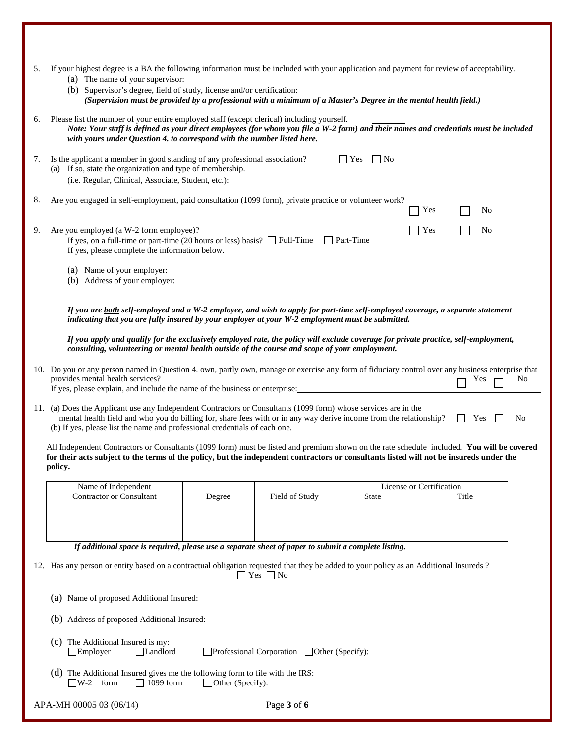5. If your highest degree is a BA the following information must be included with your application and payment for review of acceptability.
   (a) The name of your supervisor: ______________________________
   (b) Supervisor's degree, field of study, license and/or certification: ______________________________
   *(Supervision must be provided by a professional with a minimum of a Master's Degree in the mental health field.)*

6. Please list the number of your entire employed staff (except clerical) including yourself. ________
   ***Note: Your staff is defined as your direct employees (for whom you file a W-2 form) and their names and credentials must be included with yours under Question 4. to correspond with the number listed here.***

7. Is the applicant a member in good standing of any professional association? ☐ Yes ☐ No
   (a) If so, state the organization and type of membership.
   (i.e. Regular, Clinical, Associate, Student, etc.): ______________________________

8. Are you engaged in self-employment, paid consultation (1099 form), private practice or volunteer work? ☐ Yes ☐ No

9. Are you employed (a W-2 form employee)? ☐ Yes ☐ No
   If yes, on a full-time or part-time (20 hours or less) basis? ☐ Full-Time ☐ Part-Time
   If yes, please complete the information below.

   (a) Name of your employer: ______________________________
   (b) Address of your employer: ______________________________

   ***If you are <u>both</u> self-employed and a W-2 employee, and wish to apply for part-time self-employed coverage, a separate statement indicating that you are fully insured by your employer at your W-2 employment must be submitted.***

   ***If you apply and qualify for the exclusively employed rate, the policy will exclude coverage for private practice, self-employment, consulting, volunteering or mental health outside of the course and scope of your employment.***

10. Do you or any person named in Question 4. own, partly own, manage or exercise any form of fiduciary control over any business enterprise that provides mental health services? ☐ Yes ☐ No
    If yes, please explain, and include the name of the business or enterprise: ______________________________

11. (a) Does the Applicant use any Independent Contractors or Consultants (1099 form) whose services are in the mental health field and who you do billing for, share fees with or in any way derive income from the relationship? ☐ Yes ☐ No
    (b) If yes, please list the name and professional credentials of each one.

    All Independent Contractors or Consultants (1099 form) must be listed and premium shown on the rate schedule included. **You will be covered for their acts subject to the terms of the policy, but the independent contractors or consultants listed will not be insureds under the policy.**

| Name of Independent Contractor or Consultant | Degree | Field of Study | License or Certification | |
|---|---|---|---|---|
| | | | State | Title |
| | | | | |
| | | | | |

***If additional space is required, please use a separate sheet of paper to submit a complete listing.***

12. Has any person or entity based on a contractual obligation requested that they be added to your policy as an Additional Insureds ? ☐ Yes ☐ No

    (a) Name of proposed Additional Insured: ______________________________

    (b) Address of proposed Additional Insured: ______________________________

    (c) The Additional Insured is my:
    ☐ Employer ☐ Landlord ☐ Professional Corporation ☐ Other (Specify): ________

    (d) The Additional Insured gives me the following form to file with the IRS:
    ☐ W-2 form ☐ 1099 form ☐ Other (Specify): ________

APA-MH 00005 03 (06/14)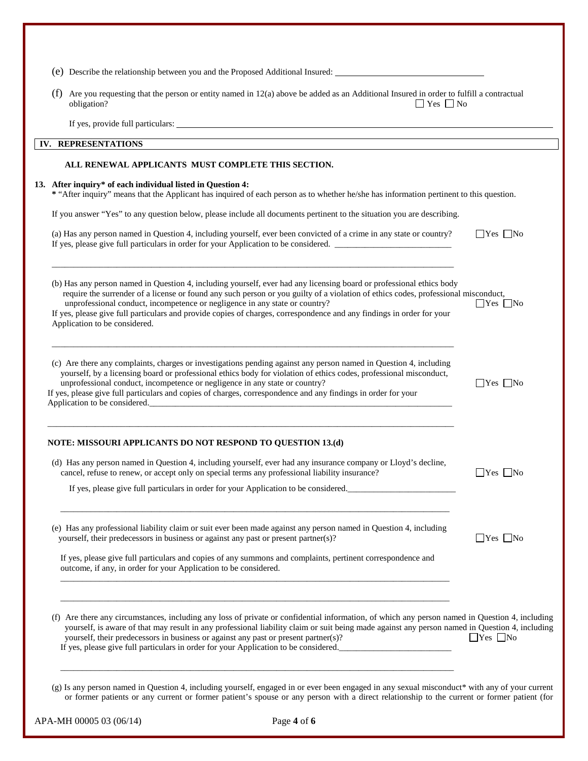(e) Describe the relationship between you and the Proposed Additional Insured: ______________________________

(f) Are you requesting that the person or entity named in 12(a) above be added as an Additional Insured in order to fulfill a contractual obligation? ☐ Yes ☐ No

If yes, provide full particulars: ______________________________

## IV. REPRESENTATIONS

**ALL RENEWAL APPLICANTS MUST COMPLETE THIS SECTION.**

**13. After inquiry* of each individual listed in Question 4:**

**\*** "After inquiry" means that the Applicant has inquired of each person as to whether he/she has information pertinent to this question.

If you answer "Yes" to any question below, please include all documents pertinent to the situation you are describing.

(a) Has any person named in Question 4, including yourself, ever been convicted of a crime in any state or country? ☐Yes ☐No

If yes, please give full particulars in order for your Application to be considered. ______________________________

______________________________

(b) Has any person named in Question 4, including yourself, ever had any licensing board or professional ethics body require the surrender of a license or found any such person or you guilty of a violation of ethics codes, professional misconduct, unprofessional conduct, incompetence or negligence in any state or country? ☐Yes ☐No

If yes, please give full particulars and provide copies of charges, correspondence and any findings in order for your Application to be considered.

______________________________

(c) Are there any complaints, charges or investigations pending against any person named in Question 4, including yourself, by a licensing board or professional ethics body for violation of ethics codes, professional misconduct, unprofessional conduct, incompetence or negligence in any state or country? ☐Yes ☐No

If yes, please give full particulars and copies of charges, correspondence and any findings in order for your Application to be considered.______________________________

______________________________

**NOTE: MISSOURI APPLICANTS DO NOT RESPOND TO QUESTION 13.(d)**

(d) Has any person named in Question 4, including yourself, ever had any insurance company or Lloyd's decline, cancel, refuse to renew, or accept only on special terms any professional liability insurance? ☐Yes ☐No

If yes, please give full particulars in order for your Application to be considered.______________________________

______________________________

(e) Has any professional liability claim or suit ever been made against any person named in Question 4, including yourself, their predecessors in business or against any past or present partner(s)? ☐Yes ☐No

If yes, please give full particulars and copies of any summons and complaints, pertinent correspondence and outcome, if any, in order for your Application to be considered.

______________________________

______________________________

(f) Are there any circumstances, including any loss of private or confidential information, of which any person named in Question 4, including yourself, is aware of that may result in any professional liability claim or suit being made against any person named in Question 4, including yourself, their predecessors in business or against any past or present partner(s)? ☐Yes ☐No

If yes, please give full particulars in order for your Application to be considered.______________________________

______________________________

(g) Is any person named in Question 4, including yourself, engaged in or ever been engaged in any sexual misconduct* with any of your current or former patients or any current or former patient's spouse or any person with a direct relationship to the current or former patient (for

APA-MH 00005 03 (06/14)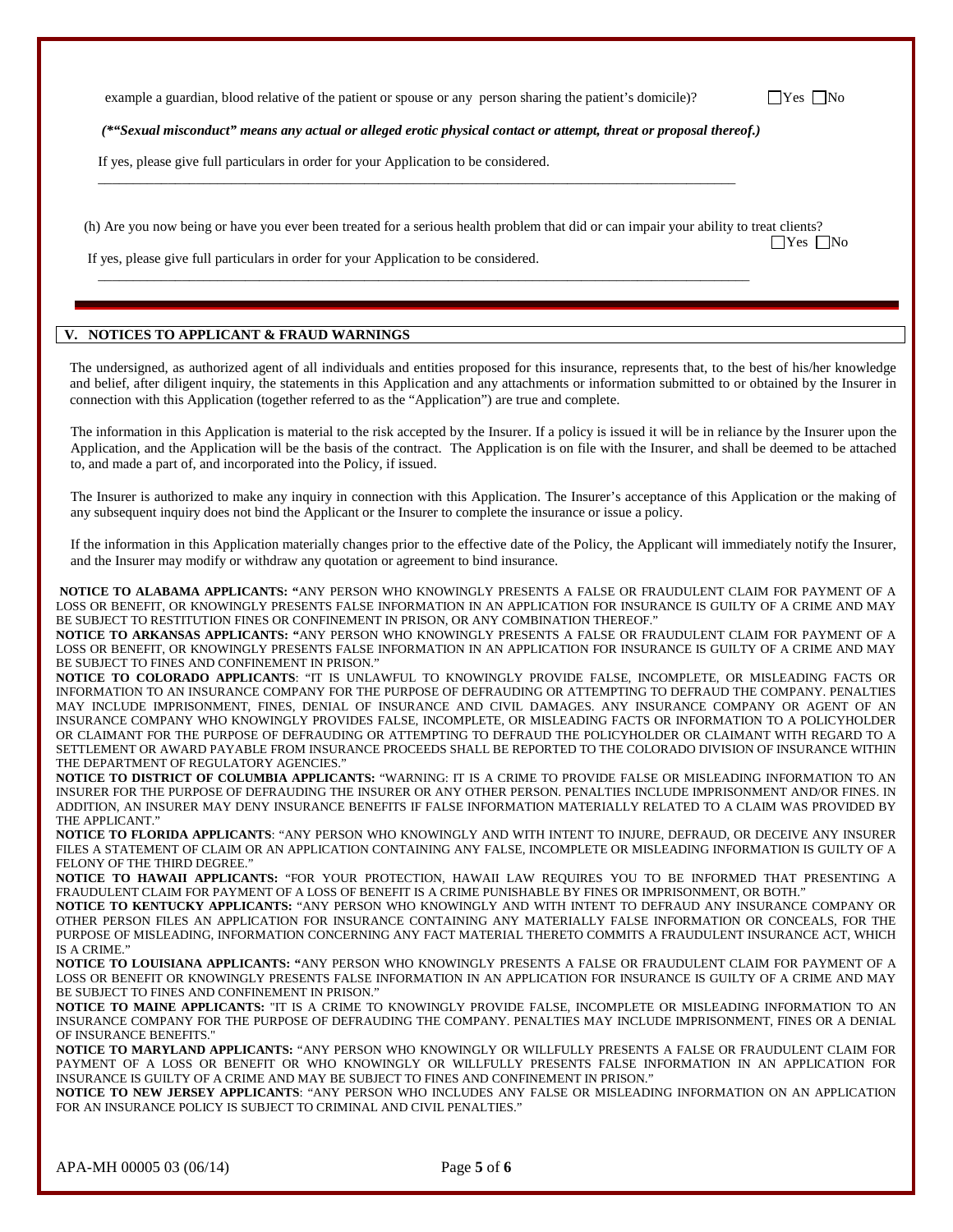example a guardian, blood relative of the patient or spouse or any person sharing the patient's domicile)? ☐Yes ☐No

*(*"Sexual misconduct" means any actual or alleged erotic physical contact or attempt, threat or proposal thereof.)*

If yes, please give full particulars in order for your Application to be considered.

\_\_\_\_\_\_\_\_\_\_\_\_\_\_\_\_\_\_\_\_\_\_\_\_\_\_\_\_\_\_\_\_\_\_\_\_\_\_\_\_\_\_\_\_\_\_\_\_\_\_\_\_\_\_\_\_\_\_\_\_\_\_\_\_\_\_\_\_\_\_\_\_\_\_\_\_\_\_

(h) Are you now being or have you ever been treated for a serious health problem that did or can impair your ability to treat clients? ☐Yes ☐No

If yes, please give full particulars in order for your Application to be considered.

\_\_\_\_\_\_\_\_\_\_\_\_\_\_\_\_\_\_\_\_\_\_\_\_\_\_\_\_\_\_\_\_\_\_\_\_\_\_\_\_\_\_\_\_\_\_\_\_\_\_\_\_\_\_\_\_\_\_\_\_\_\_\_\_\_\_\_\_\_\_\_\_\_\_\_\_\_\_

## V. NOTICES TO APPLICANT & FRAUD WARNINGS

The undersigned, as authorized agent of all individuals and entities proposed for this insurance, represents that, to the best of his/her knowledge and belief, after diligent inquiry, the statements in this Application and any attachments or information submitted to or obtained by the Insurer in connection with this Application (together referred to as the "Application") are true and complete.

The information in this Application is material to the risk accepted by the Insurer. If a policy is issued it will be in reliance by the Insurer upon the Application, and the Application will be the basis of the contract. The Application is on file with the Insurer, and shall be deemed to be attached to, and made a part of, and incorporated into the Policy, if issued.

The Insurer is authorized to make any inquiry in connection with this Application. The Insurer's acceptance of this Application or the making of any subsequent inquiry does not bind the Applicant or the Insurer to complete the insurance or issue a policy.

If the information in this Application materially changes prior to the effective date of the Policy, the Applicant will immediately notify the Insurer, and the Insurer may modify or withdraw any quotation or agreement to bind insurance.

**NOTICE TO ALABAMA APPLICANTS:** "ANY PERSON WHO KNOWINGLY PRESENTS A FALSE OR FRAUDULENT CLAIM FOR PAYMENT OF A LOSS OR BENEFIT, OR KNOWINGLY PRESENTS FALSE INFORMATION IN AN APPLICATION FOR INSURANCE IS GUILTY OF A CRIME AND MAY BE SUBJECT TO RESTITUTION FINES OR CONFINEMENT IN PRISON, OR ANY COMBINATION THEREOF."

**NOTICE TO ARKANSAS APPLICANTS:** "ANY PERSON WHO KNOWINGLY PRESENTS A FALSE OR FRAUDULENT CLAIM FOR PAYMENT OF A LOSS OR BENEFIT, OR KNOWINGLY PRESENTS FALSE INFORMATION IN AN APPLICATION FOR INSURANCE IS GUILTY OF A CRIME AND MAY BE SUBJECT TO FINES AND CONFINEMENT IN PRISON."

**NOTICE TO COLORADO APPLICANTS**: "IT IS UNLAWFUL TO KNOWINGLY PROVIDE FALSE, INCOMPLETE, OR MISLEADING FACTS OR INFORMATION TO AN INSURANCE COMPANY FOR THE PURPOSE OF DEFRAUDING OR ATTEMPTING TO DEFRAUD THE COMPANY. PENALTIES MAY INCLUDE IMPRISONMENT, FINES, DENIAL OF INSURANCE AND CIVIL DAMAGES. ANY INSURANCE COMPANY OR AGENT OF AN INSURANCE COMPANY WHO KNOWINGLY PROVIDES FALSE, INCOMPLETE, OR MISLEADING FACTS OR INFORMATION TO A POLICYHOLDER OR CLAIMANT FOR THE PURPOSE OF DEFRAUDING OR ATTEMPTING TO DEFRAUD THE POLICYHOLDER OR CLAIMANT WITH REGARD TO A SETTLEMENT OR AWARD PAYABLE FROM INSURANCE PROCEEDS SHALL BE REPORTED TO THE COLORADO DIVISION OF INSURANCE WITHIN THE DEPARTMENT OF REGULATORY AGENCIES."

**NOTICE TO DISTRICT OF COLUMBIA APPLICANTS:** "WARNING: IT IS A CRIME TO PROVIDE FALSE OR MISLEADING INFORMATION TO AN INSURER FOR THE PURPOSE OF DEFRAUDING THE INSURER OR ANY OTHER PERSON. PENALTIES INCLUDE IMPRISONMENT AND/OR FINES. IN ADDITION, AN INSURER MAY DENY INSURANCE BENEFITS IF FALSE INFORMATION MATERIALLY RELATED TO A CLAIM WAS PROVIDED BY THE APPLICANT."

**NOTICE TO FLORIDA APPLICANTS**: "ANY PERSON WHO KNOWINGLY AND WITH INTENT TO INJURE, DEFRAUD, OR DECEIVE ANY INSURER FILES A STATEMENT OF CLAIM OR AN APPLICATION CONTAINING ANY FALSE, INCOMPLETE OR MISLEADING INFORMATION IS GUILTY OF A FELONY OF THE THIRD DEGREE."

**NOTICE TO HAWAII APPLICANTS:** "FOR YOUR PROTECTION, HAWAII LAW REQUIRES YOU TO BE INFORMED THAT PRESENTING A FRAUDULENT CLAIM FOR PAYMENT OF A LOSS OF BENEFIT IS A CRIME PUNISHABLE BY FINES OR IMPRISONMENT, OR BOTH."

**NOTICE TO KENTUCKY APPLICANTS:** "ANY PERSON WHO KNOWINGLY AND WITH INTENT TO DEFRAUD ANY INSURANCE COMPANY OR OTHER PERSON FILES AN APPLICATION FOR INSURANCE CONTAINING ANY MATERIALLY FALSE INFORMATION OR CONCEALS, FOR THE PURPOSE OF MISLEADING, INFORMATION CONCERNING ANY FACT MATERIAL THERETO COMMITS A FRAUDULENT INSURANCE ACT, WHICH IS A CRIME."

**NOTICE TO LOUISIANA APPLICANTS:** "ANY PERSON WHO KNOWINGLY PRESENTS A FALSE OR FRAUDULENT CLAIM FOR PAYMENT OF A LOSS OR BENEFIT OR KNOWINGLY PRESENTS FALSE INFORMATION IN AN APPLICATION FOR INSURANCE IS GUILTY OF A CRIME AND MAY BE SUBJECT TO FINES AND CONFINEMENT IN PRISON."

**NOTICE TO MAINE APPLICANTS:** "IT IS A CRIME TO KNOWINGLY PROVIDE FALSE, INCOMPLETE OR MISLEADING INFORMATION TO AN INSURANCE COMPANY FOR THE PURPOSE OF DEFRAUDING THE COMPANY. PENALTIES MAY INCLUDE IMPRISONMENT, FINES OR A DENIAL OF INSURANCE BENEFITS."

**NOTICE TO MARYLAND APPLICANTS:** "ANY PERSON WHO KNOWINGLY OR WILLFULLY PRESENTS A FALSE OR FRAUDULENT CLAIM FOR PAYMENT OF A LOSS OR BENEFIT OR WHO KNOWINGLY OR WILLFULLY PRESENTS FALSE INFORMATION IN AN APPLICATION FOR INSURANCE IS GUILTY OF A CRIME AND MAY BE SUBJECT TO FINES AND CONFINEMENT IN PRISON."

**NOTICE TO NEW JERSEY APPLICANTS**: "ANY PERSON WHO INCLUDES ANY FALSE OR MISLEADING INFORMATION ON AN APPLICATION FOR AN INSURANCE POLICY IS SUBJECT TO CRIMINAL AND CIVIL PENALTIES."

APA-MH 00005 03 (06/14)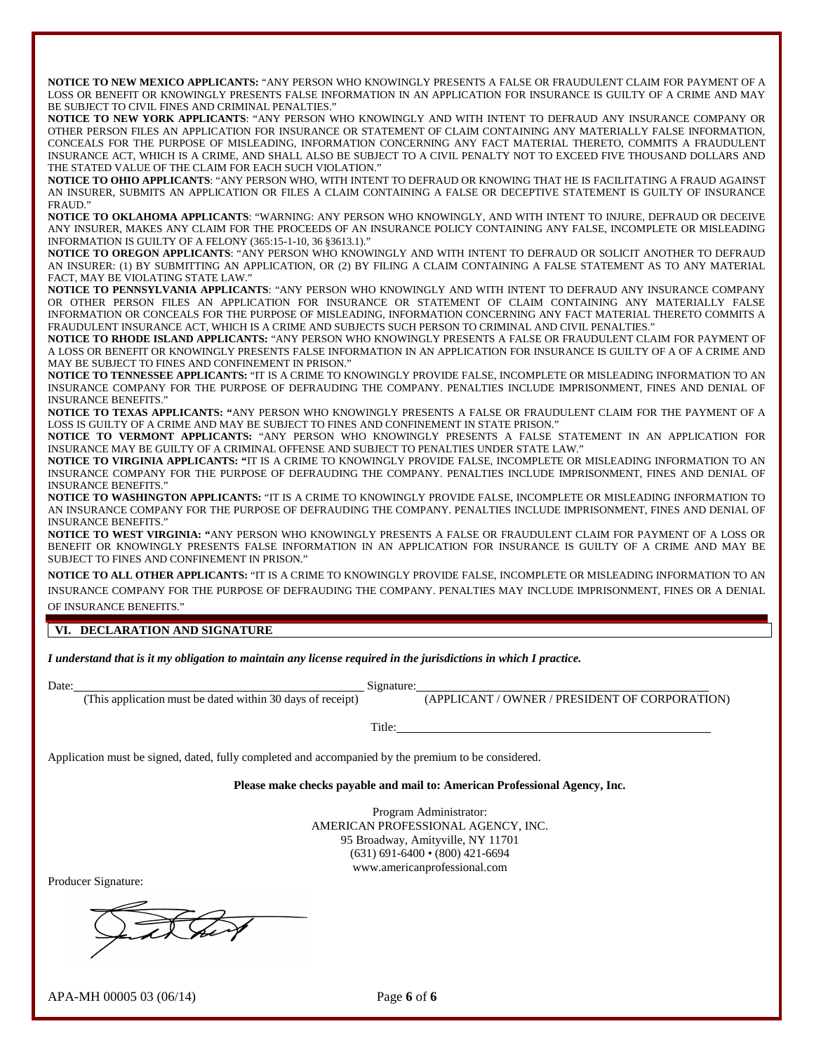**NOTICE TO NEW MEXICO APPLICANTS:** "ANY PERSON WHO KNOWINGLY PRESENTS A FALSE OR FRAUDULENT CLAIM FOR PAYMENT OF A LOSS OR BENEFIT OR KNOWINGLY PRESENTS FALSE INFORMATION IN AN APPLICATION FOR INSURANCE IS GUILTY OF A CRIME AND MAY BE SUBJECT TO CIVIL FINES AND CRIMINAL PENALTIES."

**NOTICE TO NEW YORK APPLICANTS**: "ANY PERSON WHO KNOWINGLY AND WITH INTENT TO DEFRAUD ANY INSURANCE COMPANY OR OTHER PERSON FILES AN APPLICATION FOR INSURANCE OR STATEMENT OF CLAIM CONTAINING ANY MATERIALLY FALSE INFORMATION, CONCEALS FOR THE PURPOSE OF MISLEADING, INFORMATION CONCERNING ANY FACT MATERIAL THERETO, COMMITS A FRAUDULENT INSURANCE ACT, WHICH IS A CRIME, AND SHALL ALSO BE SUBJECT TO A CIVIL PENALTY NOT TO EXCEED FIVE THOUSAND DOLLARS AND THE STATED VALUE OF THE CLAIM FOR EACH SUCH VIOLATION."

**NOTICE TO OHIO APPLICANTS**: "ANY PERSON WHO, WITH INTENT TO DEFRAUD OR KNOWING THAT HE IS FACILITATING A FRAUD AGAINST AN INSURER, SUBMITS AN APPLICATION OR FILES A CLAIM CONTAINING A FALSE OR DECEPTIVE STATEMENT IS GUILTY OF INSURANCE FRAUD."

**NOTICE TO OKLAHOMA APPLICANTS**: "WARNING: ANY PERSON WHO KNOWINGLY, AND WITH INTENT TO INJURE, DEFRAUD OR DECEIVE ANY INSURER, MAKES ANY CLAIM FOR THE PROCEEDS OF AN INSURANCE POLICY CONTAINING ANY FALSE, INCOMPLETE OR MISLEADING INFORMATION IS GUILTY OF A FELONY (365:15-1-10, 36 §3613.1)."

**NOTICE TO OREGON APPLICANTS**: "ANY PERSON WHO KNOWINGLY AND WITH INTENT TO DEFRAUD OR SOLICIT ANOTHER TO DEFRAUD AN INSURER: (1) BY SUBMITTING AN APPLICATION, OR (2) BY FILING A CLAIM CONTAINING A FALSE STATEMENT AS TO ANY MATERIAL FACT, MAY BE VIOLATING STATE LAW."

**NOTICE TO PENNSYLVANIA APPLICANTS**: "ANY PERSON WHO KNOWINGLY AND WITH INTENT TO DEFRAUD ANY INSURANCE COMPANY OR OTHER PERSON FILES AN APPLICATION FOR INSURANCE OR STATEMENT OF CLAIM CONTAINING ANY MATERIALLY FALSE INFORMATION OR CONCEALS FOR THE PURPOSE OF MISLEADING, INFORMATION CONCERNING ANY FACT MATERIAL THERETO COMMITS A FRAUDULENT INSURANCE ACT, WHICH IS A CRIME AND SUBJECTS SUCH PERSON TO CRIMINAL AND CIVIL PENALTIES."

**NOTICE TO RHODE ISLAND APPLICANTS:** "ANY PERSON WHO KNOWINGLY PRESENTS A FALSE OR FRAUDULENT CLAIM FOR PAYMENT OF A LOSS OR BENEFIT OR KNOWINGLY PRESENTS FALSE INFORMATION IN AN APPLICATION FOR INSURANCE IS GUILTY OF A OF A CRIME AND MAY BE SUBJECT TO FINES AND CONFINEMENT IN PRISON."

**NOTICE TO TENNESSEE APPLICANTS:** "IT IS A CRIME TO KNOWINGLY PROVIDE FALSE, INCOMPLETE OR MISLEADING INFORMATION TO AN INSURANCE COMPANY FOR THE PURPOSE OF DEFRAUDING THE COMPANY. PENALTIES INCLUDE IMPRISONMENT, FINES AND DENIAL OF INSURANCE BENEFITS."

**NOTICE TO TEXAS APPLICANTS: "**ANY PERSON WHO KNOWINGLY PRESENTS A FALSE OR FRAUDULENT CLAIM FOR THE PAYMENT OF A LOSS IS GUILTY OF A CRIME AND MAY BE SUBJECT TO FINES AND CONFINEMENT IN STATE PRISON."

**NOTICE TO VERMONT APPLICANTS:** "ANY PERSON WHO KNOWINGLY PRESENTS A FALSE STATEMENT IN AN APPLICATION FOR INSURANCE MAY BE GUILTY OF A CRIMINAL OFFENSE AND SUBJECT TO PENALTIES UNDER STATE LAW."

**NOTICE TO VIRGINIA APPLICANTS: "**IT IS A CRIME TO KNOWINGLY PROVIDE FALSE, INCOMPLETE OR MISLEADING INFORMATION TO AN INSURANCE COMPANY FOR THE PURPOSE OF DEFRAUDING THE COMPANY. PENALTIES INCLUDE IMPRISONMENT, FINES AND DENIAL OF INSURANCE BENEFITS."

**NOTICE TO WASHINGTON APPLICANTS:** "IT IS A CRIME TO KNOWINGLY PROVIDE FALSE, INCOMPLETE OR MISLEADING INFORMATION TO AN INSURANCE COMPANY FOR THE PURPOSE OF DEFRAUDING THE COMPANY. PENALTIES INCLUDE IMPRISONMENT, FINES AND DENIAL OF INSURANCE BENEFITS."

**NOTICE TO WEST VIRGINIA: "**ANY PERSON WHO KNOWINGLY PRESENTS A FALSE OR FRAUDULENT CLAIM FOR PAYMENT OF A LOSS OR BENEFIT OR KNOWINGLY PRESENTS FALSE INFORMATION IN AN APPLICATION FOR INSURANCE IS GUILTY OF A CRIME AND MAY BE SUBJECT TO FINES AND CONFINEMENT IN PRISON."

**NOTICE TO ALL OTHER APPLICANTS:** "IT IS A CRIME TO KNOWINGLY PROVIDE FALSE, INCOMPLETE OR MISLEADING INFORMATION TO AN INSURANCE COMPANY FOR THE PURPOSE OF DEFRAUDING THE COMPANY. PENALTIES MAY INCLUDE IMPRISONMENT, FINES OR A DENIAL OF INSURANCE BENEFITS."

## VI. DECLARATION AND SIGNATURE

***I understand that is it my obligation to maintain any license required in the jurisdictions in which I practice.***

Date: ______________________________ Signature: ______________________________

(This application must be dated within 30 days of receipt) (APPLICANT / OWNER / PRESIDENT OF CORPORATION)

Title: ______________________________

Application must be signed, dated, fully completed and accompanied by the premium to be considered.

**Please make checks payable and mail to: American Professional Agency, Inc.**

Program Administrator:
AMERICAN PROFESSIONAL AGENCY, INC.
95 Broadway, Amityville, NY 11701
(631) 691-6400 • (800) 421-6694
www.americanprofessional.com

Producer Signature:

APA-MH 00005 03 (06/14)